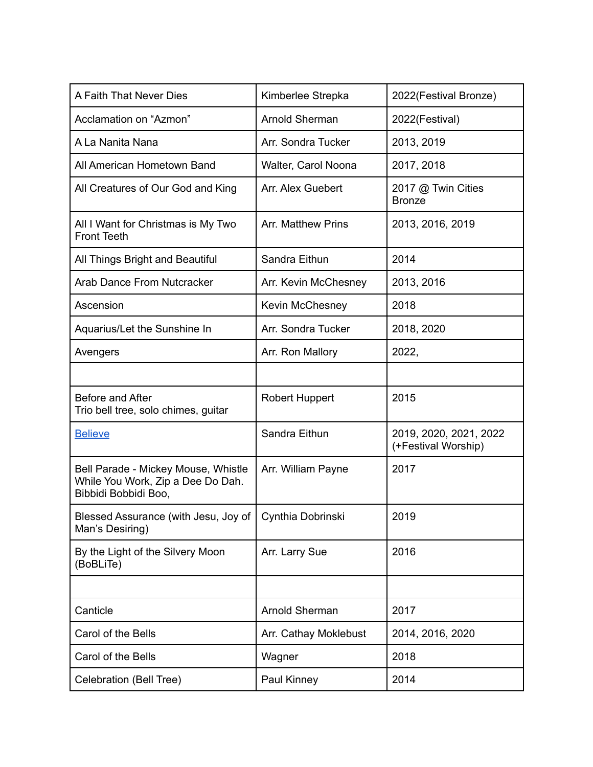| A Faith That Never Dies | Kimberlee Strepka | 2022(Festival Bronze) |
|---|---|---|
| Acclamation on "Azmon" | Arnold Sherman | 2022(Festival) |
| A La Nanita Nana | Arr. Sondra Tucker | 2013, 2019 |
| All American Hometown Band | Walter, Carol Noona | 2017, 2018 |
| All Creatures of Our God and King | Arr. Alex Guebert | 2017 @ Twin Cities Bronze |
| All I Want for Christmas is My Two Front Teeth | Arr. Matthew Prins | 2013, 2016, 2019 |
| All Things Bright and Beautiful | Sandra Eithun | 2014 |
| Arab Dance From Nutcracker | Arr. Kevin McChesney | 2013, 2016 |
| Ascension | Kevin McChesney | 2018 |
| Aquarius/Let the Sunshine In | Arr. Sondra Tucker | 2018, 2020 |
| Avengers | Arr. Ron Mallory | 2022, |
| | | |
| Before and After<br>Trio bell tree, solo chimes, guitar | Robert Huppert | 2015 |
| Believe | Sandra Eithun | 2019, 2020, 2021, 2022 (+Festival Worship) |
| Bell Parade - Mickey Mouse, Whistle While You Work, Zip a Dee Do Dah. Bibbidi Bobbidi Boo, | Arr. William Payne | 2017 |
| Blessed Assurance (with Jesu, Joy of Man's Desiring) | Cynthia Dobrinski | 2019 |
| By the Light of the Silvery Moon (BoBLiTe) | Arr. Larry Sue | 2016 |
| | | |
| Canticle | Arnold Sherman | 2017 |
| Carol of the Bells | Arr. Cathay Moklebust | 2014, 2016, 2020 |
| Carol of the Bells | Wagner | 2018 |
| Celebration (Bell Tree) | Paul Kinney | 2014 |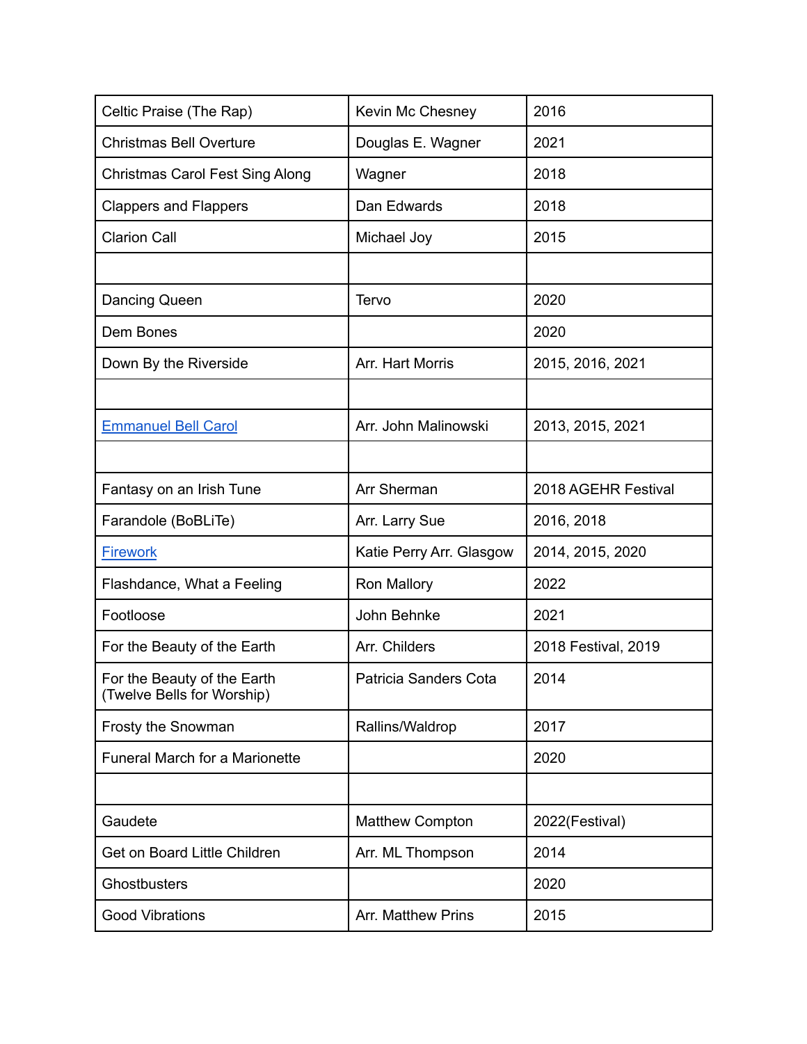| Celtic Praise (The Rap) | Kevin Mc Chesney | 2016 |
|---|---|---|
| Christmas Bell Overture | Douglas E. Wagner | 2021 |
| Christmas Carol Fest Sing Along | Wagner | 2018 |
| Clappers and Flappers | Dan Edwards | 2018 |
| Clarion Call | Michael Joy | 2015 |
| | | |
| Dancing Queen | Tervo | 2020 |
| Dem Bones | | 2020 |
| Down By the Riverside | Arr. Hart Morris | 2015, 2016, 2021 |
| | | |
| Emmanuel Bell Carol | Arr. John Malinowski | 2013, 2015, 2021 |
| | | |
| Fantasy on an Irish Tune | Arr Sherman | 2018 AGEHR Festival |
| Farandole (BoBLiTe) | Arr. Larry Sue | 2016, 2018 |
| Firework | Katie Perry Arr. Glasgow | 2014, 2015, 2020 |
| Flashdance, What a Feeling | Ron Mallory | 2022 |
| Footloose | John Behnke | 2021 |
| For the Beauty of the Earth | Arr. Childers | 2018 Festival, 2019 |
| For the Beauty of the Earth (Twelve Bells for Worship) | Patricia Sanders Cota | 2014 |
| Frosty the Snowman | Rallins/Waldrop | 2017 |
| Funeral March for a Marionette | | 2020 |
| | | |
| Gaudete | Matthew Compton | 2022(Festival) |
| Get on Board Little Children | Arr. ML Thompson | 2014 |
| Ghostbusters | | 2020 |
| Good Vibrations | Arr. Matthew Prins | 2015 |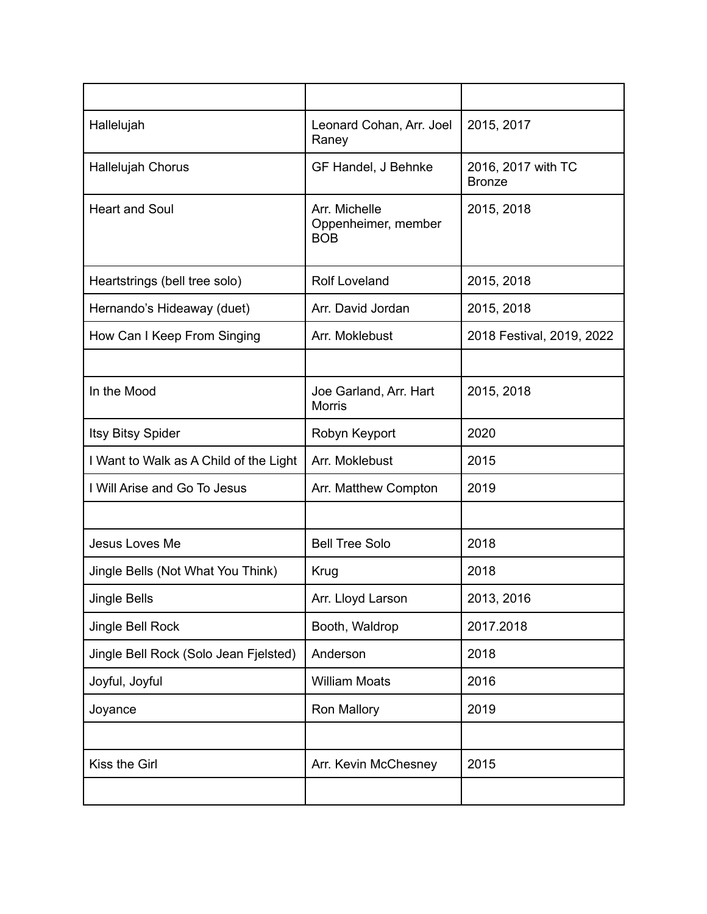| | | |
|---|---|---|
| Hallelujah | Leonard Cohan, Arr. Joel Raney | 2015, 2017 |
| Hallelujah Chorus | GF Handel, J Behnke | 2016, 2017 with TC Bronze |
| Heart and Soul | Arr. Michelle Oppenheimer, member BOB | 2015, 2018 |
| Heartstrings (bell tree solo) | Rolf Loveland | 2015, 2018 |
| Hernando's Hideaway (duet) | Arr. David Jordan | 2015, 2018 |
| How Can I Keep From Singing | Arr. Moklebust | 2018 Festival, 2019, 2022 |
| | | |
| In the Mood | Joe Garland, Arr. Hart Morris | 2015, 2018 |
| Itsy Bitsy Spider | Robyn Keyport | 2020 |
| I Want to Walk as A Child of the Light | Arr. Moklebust | 2015 |
| I Will Arise and Go To Jesus | Arr. Matthew Compton | 2019 |
| | | |
| Jesus Loves Me | Bell Tree Solo | 2018 |
| Jingle Bells (Not What You Think) | Krug | 2018 |
| Jingle Bells | Arr. Lloyd Larson | 2013, 2016 |
| Jingle Bell Rock | Booth, Waldrop | 2017.2018 |
| Jingle Bell Rock (Solo Jean Fjelsted) | Anderson | 2018 |
| Joyful, Joyful | William Moats | 2016 |
| Joyance | Ron Mallory | 2019 |
| | | |
| Kiss the Girl | Arr. Kevin McChesney | 2015 |
| | | |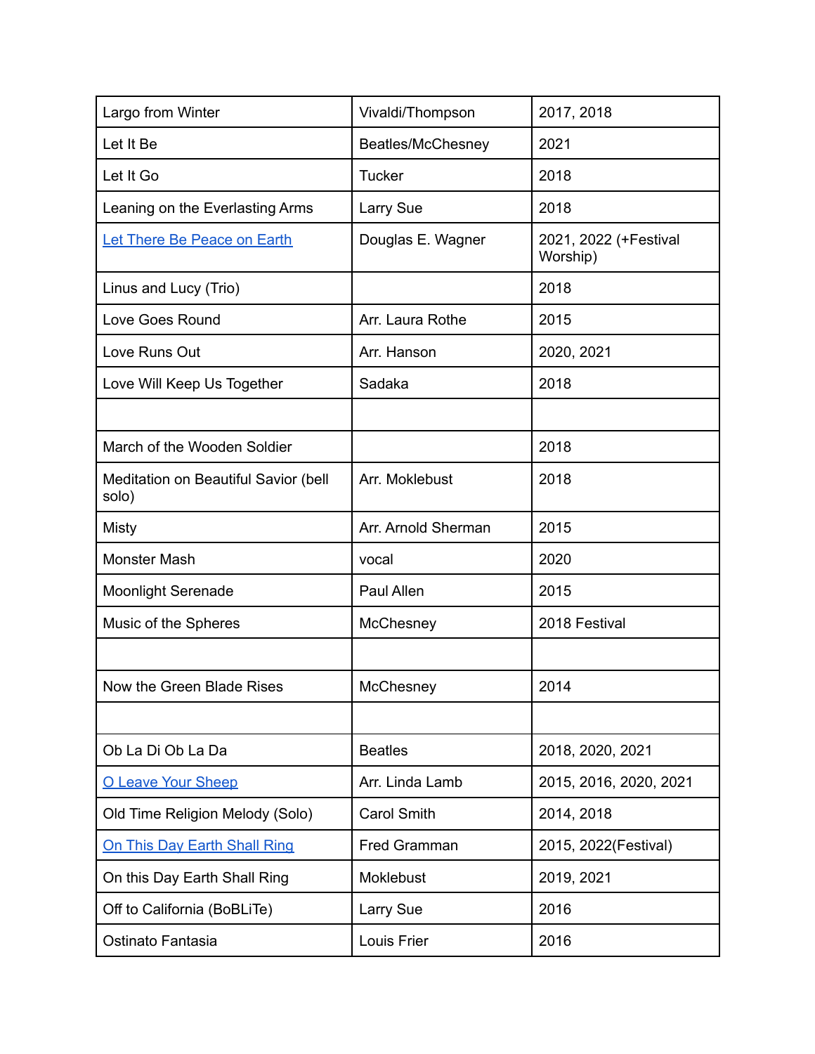| Largo from Winter | Vivaldi/Thompson | 2017, 2018 |
|---|---|---|
| Let It Be | Beatles/McChesney | 2021 |
| Let It Go | Tucker | 2018 |
| Leaning on the Everlasting Arms | Larry Sue | 2018 |
| Let There Be Peace on Earth | Douglas E. Wagner | 2021, 2022 (+Festival Worship) |
| Linus and Lucy (Trio) | | 2018 |
| Love Goes Round | Arr. Laura Rothe | 2015 |
| Love Runs Out | Arr. Hanson | 2020, 2021 |
| Love Will Keep Us Together | Sadaka | 2018 |
| | | |
| March of the Wooden Soldier | | 2018 |
| Meditation on Beautiful Savior (bell solo) | Arr. Moklebust | 2018 |
| Misty | Arr. Arnold Sherman | 2015 |
| Monster Mash | vocal | 2020 |
| Moonlight Serenade | Paul Allen | 2015 |
| Music of the Spheres | McChesney | 2018 Festival |
| | | |
| Now the Green Blade Rises | McChesney | 2014 |
| | | |
| Ob La Di Ob La Da | Beatles | 2018, 2020, 2021 |
| O Leave Your Sheep | Arr. Linda Lamb | 2015, 2016, 2020, 2021 |
| Old Time Religion Melody (Solo) | Carol Smith | 2014, 2018 |
| On This Day Earth Shall Ring | Fred Gramman | 2015, 2022(Festival) |
| On this Day Earth Shall Ring | Moklebust | 2019, 2021 |
| Off to California (BoBLiTe) | Larry Sue | 2016 |
| Ostinato Fantasia | Louis Frier | 2016 |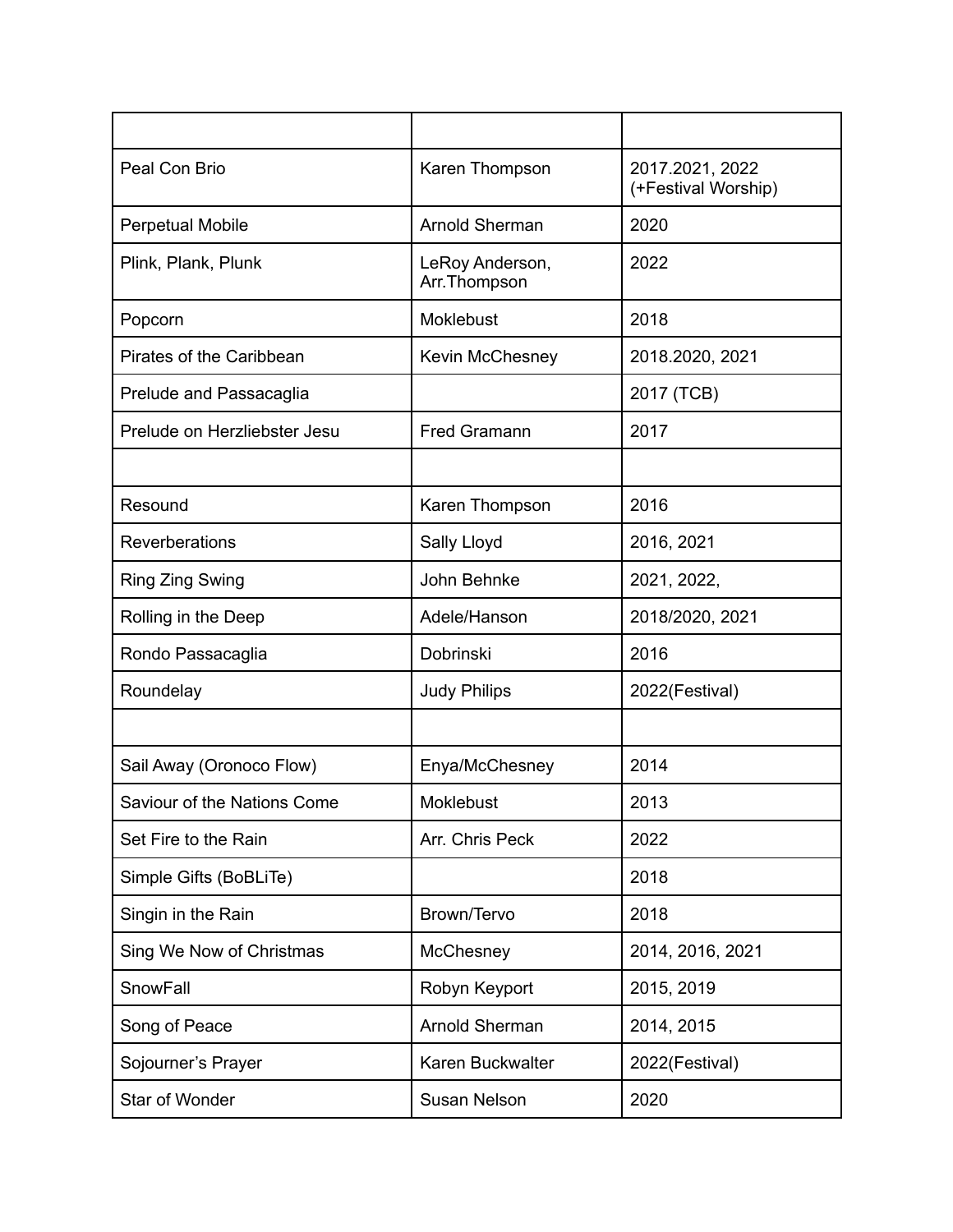| | | |
|---|---|---|
| Peal Con Brio | Karen Thompson | 2017.2021, 2022 (+Festival Worship) |
| Perpetual Mobile | Arnold Sherman | 2020 |
| Plink, Plank, Plunk | LeRoy Anderson, Arr.Thompson | 2022 |
| Popcorn | Moklebust | 2018 |
| Pirates of the Caribbean | Kevin McChesney | 2018.2020, 2021 |
| Prelude and Passacaglia | | 2017 (TCB) |
| Prelude on Herzliebster Jesu | Fred Gramann | 2017 |
| | | |
| Resound | Karen Thompson | 2016 |
| Reverberations | Sally Lloyd | 2016, 2021 |
| Ring Zing Swing | John Behnke | 2021, 2022, |
| Rolling in the Deep | Adele/Hanson | 2018/2020, 2021 |
| Rondo Passacaglia | Dobrinski | 2016 |
| Roundelay | Judy Philips | 2022(Festival) |
| | | |
| Sail Away (Oronoco Flow) | Enya/McChesney | 2014 |
| Saviour of the Nations Come | Moklebust | 2013 |
| Set Fire to the Rain | Arr. Chris Peck | 2022 |
| Simple Gifts (BoBLiTe) | | 2018 |
| Singin in the Rain | Brown/Tervo | 2018 |
| Sing We Now of Christmas | McChesney | 2014, 2016, 2021 |
| SnowFall | Robyn Keyport | 2015, 2019 |
| Song of Peace | Arnold Sherman | 2014, 2015 |
| Sojourner's Prayer | Karen Buckwalter | 2022(Festival) |
| Star of Wonder | Susan Nelson | 2020 |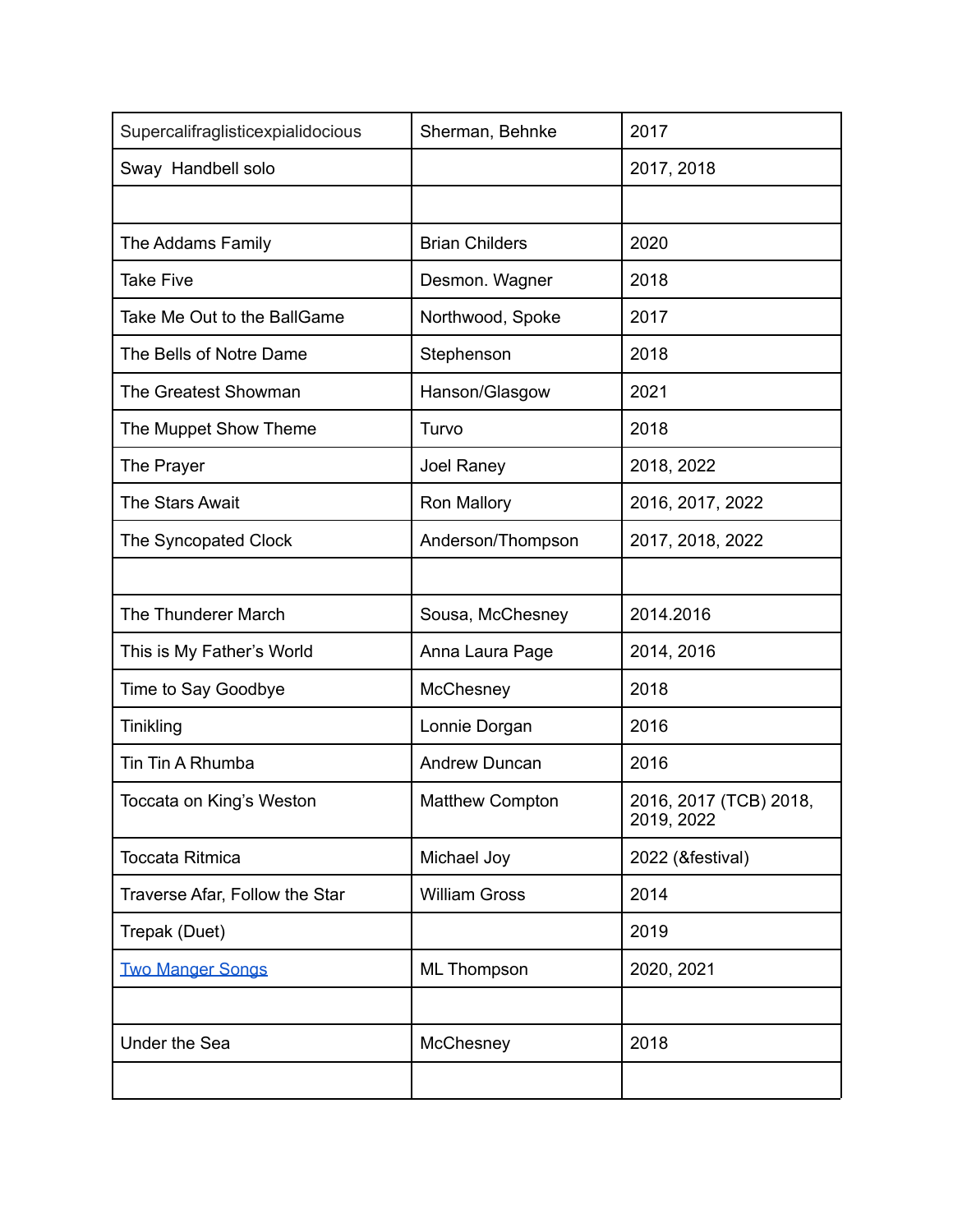| Supercalifraglisticexpialidocious | Sherman, Behnke | 2017 |
|---|---|---|
| Sway  Handbell solo | | 2017, 2018 |
| | | |
| The Addams Family | Brian Childers | 2020 |
| Take Five | Desmon. Wagner | 2018 |
| Take Me Out to the BallGame | Northwood, Spoke | 2017 |
| The Bells of Notre Dame | Stephenson | 2018 |
| The Greatest Showman | Hanson/Glasgow | 2021 |
| The Muppet Show Theme | Turvo | 2018 |
| The Prayer | Joel Raney | 2018, 2022 |
| The Stars Await | Ron Mallory | 2016, 2017, 2022 |
| The Syncopated Clock | Anderson/Thompson | 2017, 2018, 2022 |
| | | |
| The Thunderer March | Sousa, McChesney | 2014.2016 |
| This is My Father's World | Anna Laura Page | 2014, 2016 |
| Time to Say Goodbye | McChesney | 2018 |
| Tinikling | Lonnie Dorgan | 2016 |
| Tin Tin A Rhumba | Andrew Duncan | 2016 |
| Toccata on King's Weston | Matthew Compton | 2016, 2017 (TCB) 2018, 2019, 2022 |
| Toccata Ritmica | Michael Joy | 2022 (&festival) |
| Traverse Afar, Follow the Star | William Gross | 2014 |
| Trepak (Duet) | | 2019 |
| Two Manger Songs | ML Thompson | 2020, 2021 |
| | | |
| Under the Sea | McChesney | 2018 |
| | | |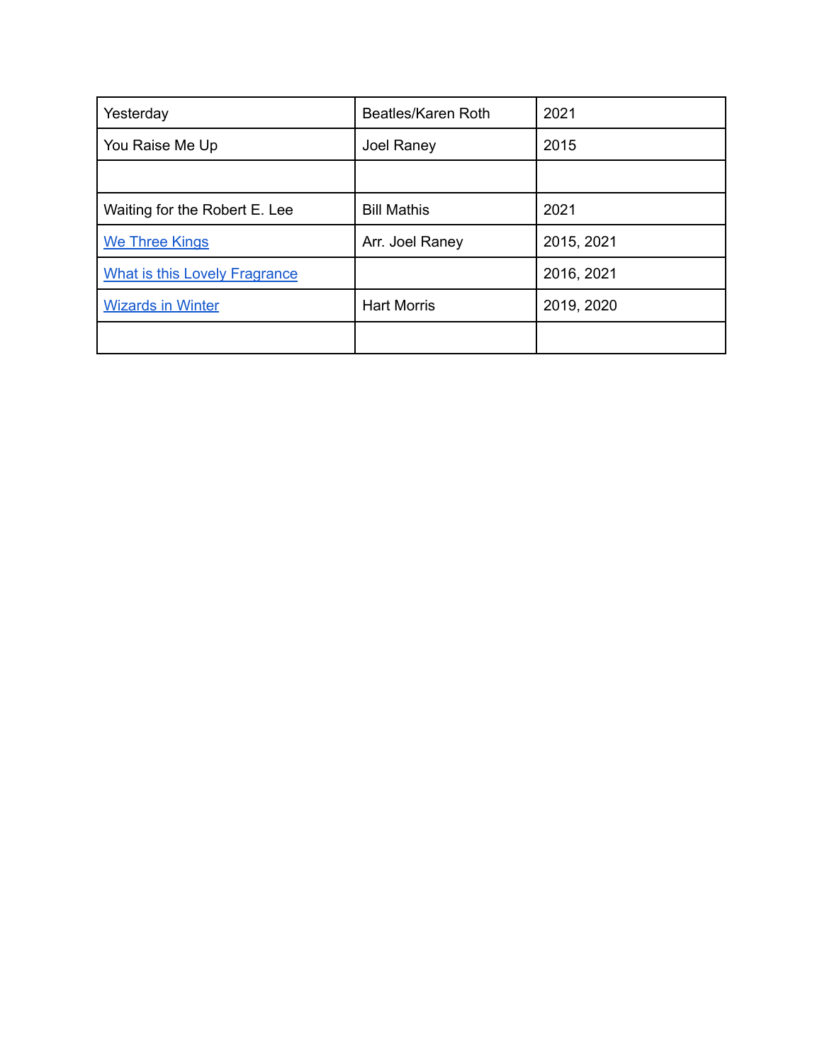| | | |
|---|---|---|
| Yesterday | Beatles/Karen Roth | 2021 |
| You Raise Me Up | Joel Raney | 2015 |
| | | |
| Waiting for the Robert E. Lee | Bill Mathis | 2021 |
| We Three Kings | Arr. Joel Raney | 2015, 2021 |
| What is this Lovely Fragrance | | 2016, 2021 |
| Wizards in Winter | Hart Morris | 2019, 2020 |
| | | |